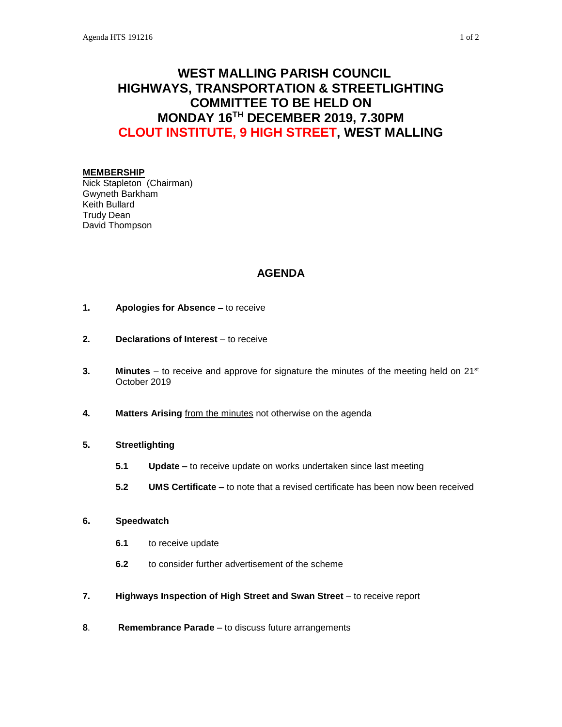# WEST MALLING PARISH COUNCIL
# HIGHWAYS, TRANSPORTATION & STREETLIGHTING COMMITTEE TO BE HELD ON MONDAY 16TH DECEMBER 2019, 7.30PM
# CLOUT INSTITUTE, 9 HIGH STREET, WEST MALLING

**MEMBERSHIP**

Nick Stapleton (Chairman)
Gwyneth Barkham
Keith Bullard
Trudy Dean
David Thompson

## AGENDA

**1.** **Apologies for Absence –** to receive

**2.** **Declarations of Interest** – to receive

**3.** **Minutes** – to receive and approve for signature the minutes of the meeting held on 21st October 2019

**4.** **Matters Arising** from the minutes not otherwise on the agenda

**5.** **Streetlighting**

- **5.1** **Update –** to receive update on works undertaken since last meeting
- **5.2** **UMS Certificate –** to note that a revised certificate has been now been received

**6.** **Speedwatch**

- **6.1** to receive update
- **6.2** to consider further advertisement of the scheme

**7.** **Highways Inspection of High Street and Swan Street** – to receive report

**8.** **Remembrance Parade** – to discuss future arrangements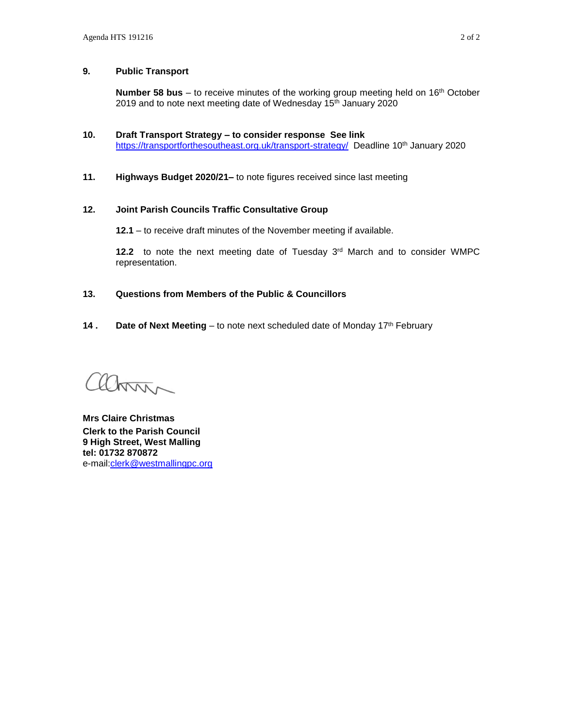**9. Public Transport**

**Number 58 bus** – to receive minutes of the working group meeting held on 16th October 2019 and to note next meeting date of Wednesday 15th January 2020

**10. Draft Transport Strategy – to consider response See link** https://transportforthesoutheast.org.uk/transport-strategy/ Deadline 10th January 2020

**11. Highways Budget 2020/21–** to note figures received since last meeting

**12. Joint Parish Councils Traffic Consultative Group**

**12.1** – to receive draft minutes of the November meeting if available.

**12.2** to note the next meeting date of Tuesday 3rd March and to consider WMPC representation.

**13. Questions from Members of the Public & Councillors**

**14 . Date of Next Meeting** – to note next scheduled date of Monday 17th February

**Mrs Claire Christmas**
**Clerk to the Parish Council**
**9 High Street, West Malling**
**tel: 01732 870872**
e-mail:clerk@westmallingpc.org